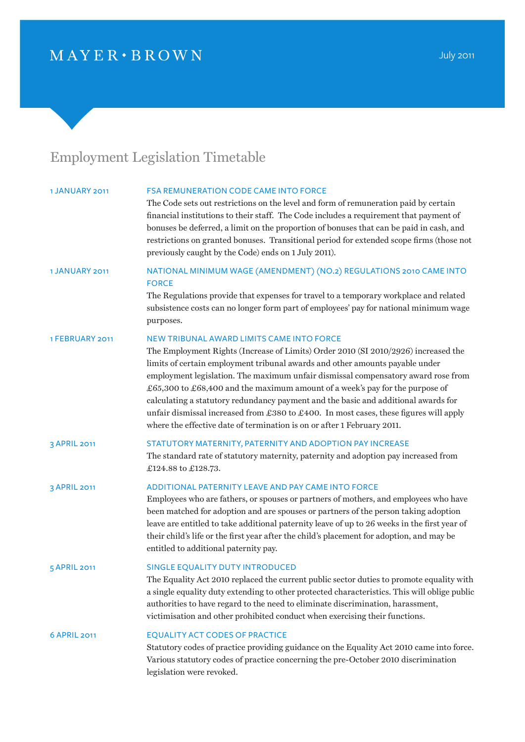MAYER • BROWN

July 2011

# Employment Legislation Timetable

**1 JANUARY 2011**

## FSA REMUNERATION CODE CAME INTO FORCE

The Code sets out restrictions on the level and form of remuneration paid by certain financial institutions to their staff. The Code includes a requirement that payment of bonuses be deferred, a limit on the proportion of bonuses that can be paid in cash, and restrictions on granted bonuses. Transitional period for extended scope firms (those not previously caught by the Code) ends on 1 July 2011).

**1 JANUARY 2011**

## NATIONAL MINIMUM WAGE (AMENDMENT) (NO.2) REGULATIONS 2010 CAME INTO FORCE

The Regulations provide that expenses for travel to a temporary workplace and related subsistence costs can no longer form part of employees' pay for national minimum wage purposes.

**1 FEBRUARY 2011**

## NEW TRIBUNAL AWARD LIMITS CAME INTO FORCE

The Employment Rights (Increase of Limits) Order 2010 (SI 2010/2926) increased the limits of certain employment tribunal awards and other amounts payable under employment legislation. The maximum unfair dismissal compensatory award rose from £65,300 to £68,400 and the maximum amount of a week's pay for the purpose of calculating a statutory redundancy payment and the basic and additional awards for unfair dismissal increased from £380 to £400. In most cases, these figures will apply where the effective date of termination is on or after 1 February 2011.

**3 APRIL 2011**

## STATUTORY MATERNITY, PATERNITY AND ADOPTION PAY INCREASE

The standard rate of statutory maternity, paternity and adoption pay increased from £124.88 to £128.73.

**3 APRIL 2011**

## ADDITIONAL PATERNITY LEAVE AND PAY CAME INTO FORCE

Employees who are fathers, or spouses or partners of mothers, and employees who have been matched for adoption and are spouses or partners of the person taking adoption leave are entitled to take additional paternity leave of up to 26 weeks in the first year of their child's life or the first year after the child's placement for adoption, and may be entitled to additional paternity pay.

**5 APRIL 2011**

## SINGLE EQUALITY DUTY INTRODUCED

The Equality Act 2010 replaced the current public sector duties to promote equality with a single equality duty extending to other protected characteristics. This will oblige public authorities to have regard to the need to eliminate discrimination, harassment, victimisation and other prohibited conduct when exercising their functions.

**6 APRIL 2011**

## EQUALITY ACT CODES OF PRACTICE

Statutory codes of practice providing guidance on the Equality Act 2010 came into force. Various statutory codes of practice concerning the pre-October 2010 discrimination legislation were revoked.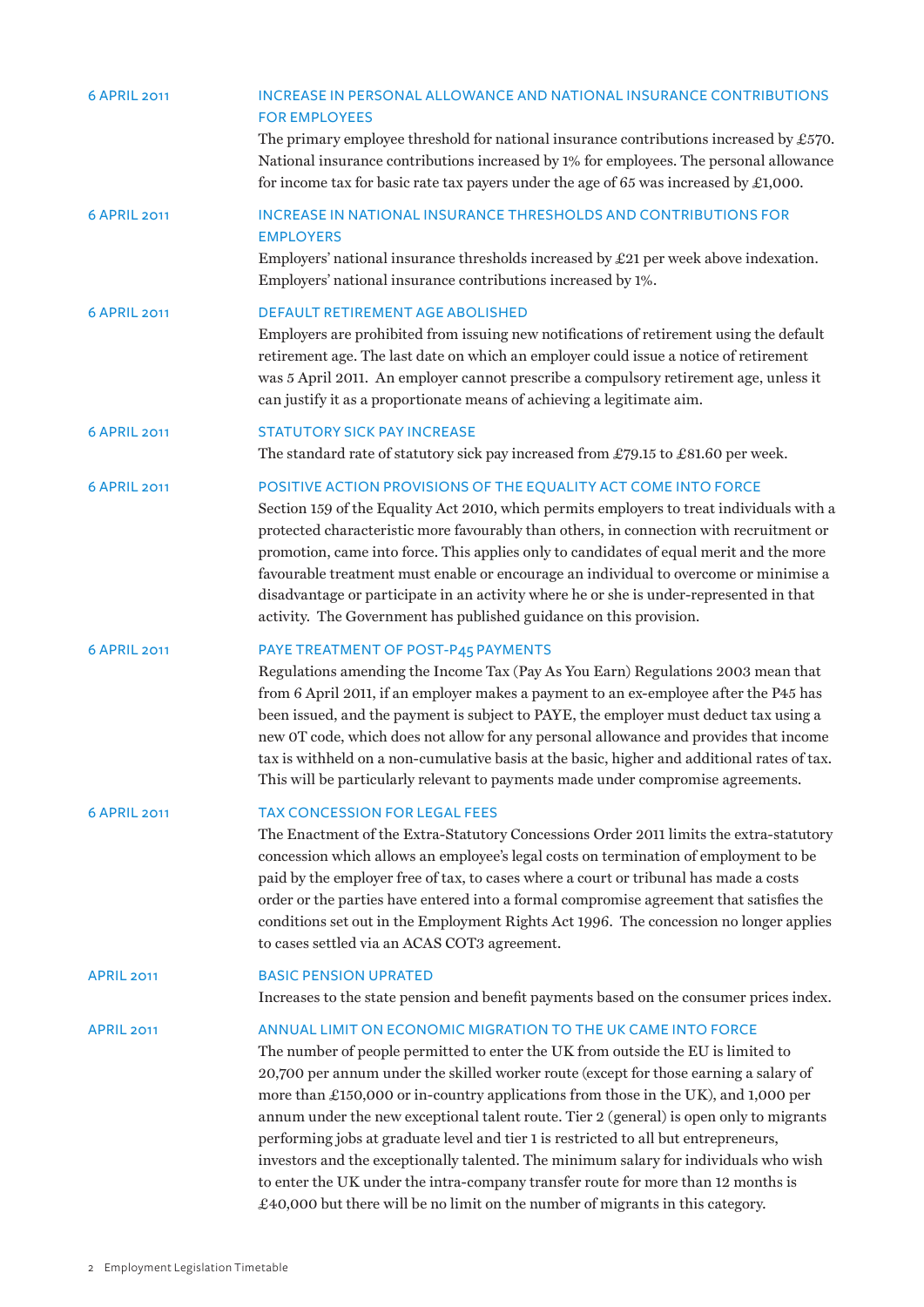**6 APRIL 2011**

### INCREASE IN PERSONAL ALLOWANCE AND NATIONAL INSURANCE CONTRIBUTIONS FOR EMPLOYEES

The primary employee threshold for national insurance contributions increased by £570. National insurance contributions increased by 1% for employees. The personal allowance for income tax for basic rate tax payers under the age of 65 was increased by £1,000.

**6 APRIL 2011**

### INCREASE IN NATIONAL INSURANCE THRESHOLDS AND CONTRIBUTIONS FOR EMPLOYERS

Employers' national insurance thresholds increased by £21 per week above indexation. Employers' national insurance contributions increased by 1%.

**6 APRIL 2011**

### DEFAULT RETIREMENT AGE ABOLISHED

Employers are prohibited from issuing new notifications of retirement using the default retirement age. The last date on which an employer could issue a notice of retirement was 5 April 2011. An employer cannot prescribe a compulsory retirement age, unless it can justify it as a proportionate means of achieving a legitimate aim.

**6 APRIL 2011**

### STATUTORY SICK PAY INCREASE

The standard rate of statutory sick pay increased from £79.15 to £81.60 per week.

**6 APRIL 2011**

### POSITIVE ACTION PROVISIONS OF THE EQUALITY ACT COME INTO FORCE

Section 159 of the Equality Act 2010, which permits employers to treat individuals with a protected characteristic more favourably than others, in connection with recruitment or promotion, came into force. This applies only to candidates of equal merit and the more favourable treatment must enable or encourage an individual to overcome or minimise a disadvantage or participate in an activity where he or she is under-represented in that activity. The Government has published guidance on this provision.

**6 APRIL 2011**

### PAYE TREATMENT OF POST-P45 PAYMENTS

Regulations amending the Income Tax (Pay As You Earn) Regulations 2003 mean that from 6 April 2011, if an employer makes a payment to an ex-employee after the P45 has been issued, and the payment is subject to PAYE, the employer must deduct tax using a new 0T code, which does not allow for any personal allowance and provides that income tax is withheld on a non-cumulative basis at the basic, higher and additional rates of tax. This will be particularly relevant to payments made under compromise agreements.

**6 APRIL 2011**

### TAX CONCESSION FOR LEGAL FEES

The Enactment of the Extra-Statutory Concessions Order 2011 limits the extra-statutory concession which allows an employee's legal costs on termination of employment to be paid by the employer free of tax, to cases where a court or tribunal has made a costs order or the parties have entered into a formal compromise agreement that satisfies the conditions set out in the Employment Rights Act 1996. The concession no longer applies to cases settled via an ACAS COT3 agreement.

**APRIL 2011**

### BASIC PENSION UPRATED

Increases to the state pension and benefit payments based on the consumer prices index.

**APRIL 2011**

### ANNUAL LIMIT ON ECONOMIC MIGRATION TO THE UK CAME INTO FORCE

The number of people permitted to enter the UK from outside the EU is limited to 20,700 per annum under the skilled worker route (except for those earning a salary of more than £150,000 or in-country applications from those in the UK), and 1,000 per annum under the new exceptional talent route. Tier 2 (general) is open only to migrants performing jobs at graduate level and tier 1 is restricted to all but entrepreneurs, investors and the exceptionally talented. The minimum salary for individuals who wish to enter the UK under the intra-company transfer route for more than 12 months is £40,000 but there will be no limit on the number of migrants in this category.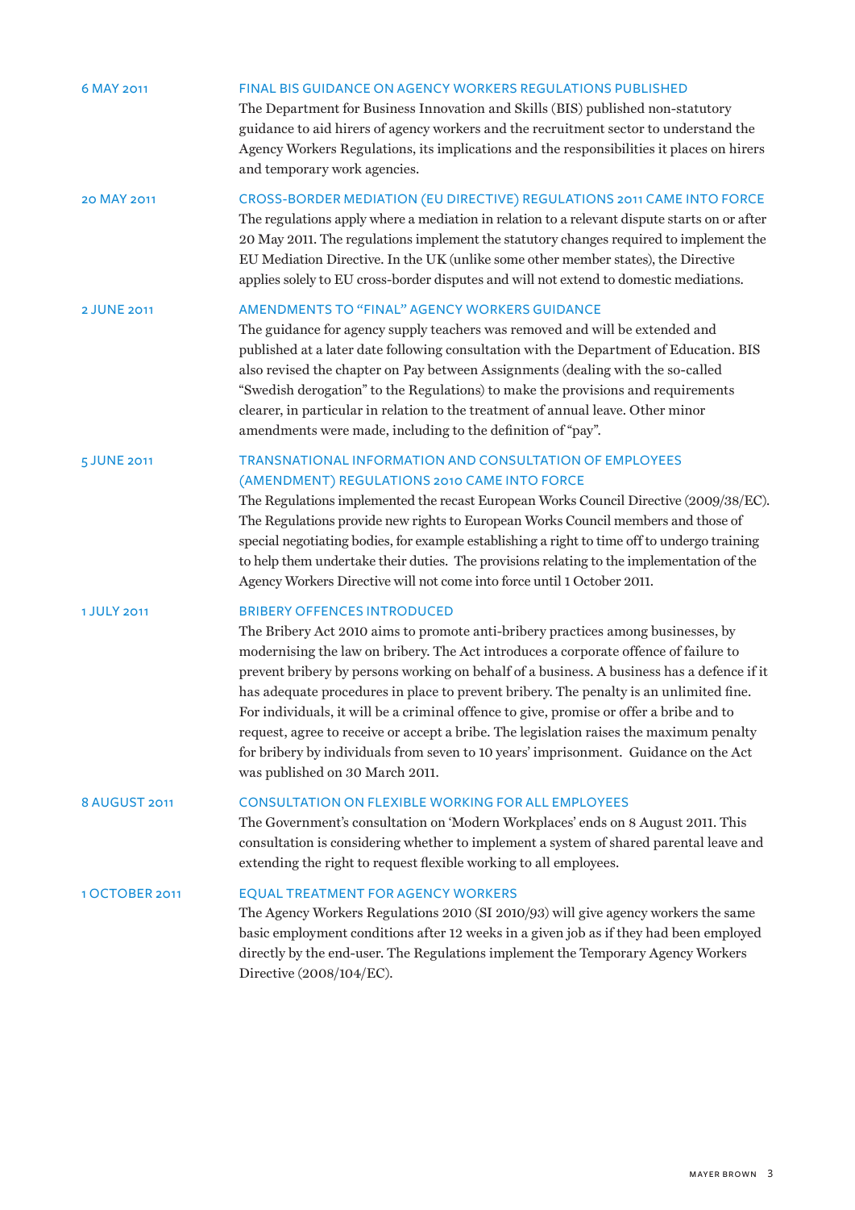**6 MAY 2011**

**FINAL BIS GUIDANCE ON AGENCY WORKERS REGULATIONS PUBLISHED**

The Department for Business Innovation and Skills (BIS) published non-statutory guidance to aid hirers of agency workers and the recruitment sector to understand the Agency Workers Regulations, its implications and the responsibilities it places on hirers and temporary work agencies.

**20 MAY 2011**

**CROSS-BORDER MEDIATION (EU DIRECTIVE) REGULATIONS 2011 CAME INTO FORCE**

The regulations apply where a mediation in relation to a relevant dispute starts on or after 20 May 2011. The regulations implement the statutory changes required to implement the EU Mediation Directive. In the UK (unlike some other member states), the Directive applies solely to EU cross-border disputes and will not extend to domestic mediations.

**2 JUNE 2011**

**AMENDMENTS TO "FINAL" AGENCY WORKERS GUIDANCE**

The guidance for agency supply teachers was removed and will be extended and published at a later date following consultation with the Department of Education. BIS also revised the chapter on Pay between Assignments (dealing with the so-called "Swedish derogation" to the Regulations) to make the provisions and requirements clearer, in particular in relation to the treatment of annual leave. Other minor amendments were made, including to the definition of "pay".

**5 JUNE 2011**

**TRANSNATIONAL INFORMATION AND CONSULTATION OF EMPLOYEES (AMENDMENT) REGULATIONS 2010 CAME INTO FORCE**

The Regulations implemented the recast European Works Council Directive (2009/38/EC). The Regulations provide new rights to European Works Council members and those of special negotiating bodies, for example establishing a right to time off to undergo training to help them undertake their duties. The provisions relating to the implementation of the Agency Workers Directive will not come into force until 1 October 2011.

**1 JULY 2011**

**BRIBERY OFFENCES INTRODUCED**

The Bribery Act 2010 aims to promote anti-bribery practices among businesses, by modernising the law on bribery. The Act introduces a corporate offence of failure to prevent bribery by persons working on behalf of a business. A business has a defence if it has adequate procedures in place to prevent bribery. The penalty is an unlimited fine. For individuals, it will be a criminal offence to give, promise or offer a bribe and to request, agree to receive or accept a bribe. The legislation raises the maximum penalty for bribery by individuals from seven to 10 years' imprisonment. Guidance on the Act was published on 30 March 2011.

**8 AUGUST 2011**

**CONSULTATION ON FLEXIBLE WORKING FOR ALL EMPLOYEES**

The Government's consultation on 'Modern Workplaces' ends on 8 August 2011. This consultation is considering whether to implement a system of shared parental leave and extending the right to request flexible working to all employees.

**1 OCTOBER 2011**

**EQUAL TREATMENT FOR AGENCY WORKERS**

The Agency Workers Regulations 2010 (SI 2010/93) will give agency workers the same basic employment conditions after 12 weeks in a given job as if they had been employed directly by the end-user. The Regulations implement the Temporary Agency Workers Directive (2008/104/EC).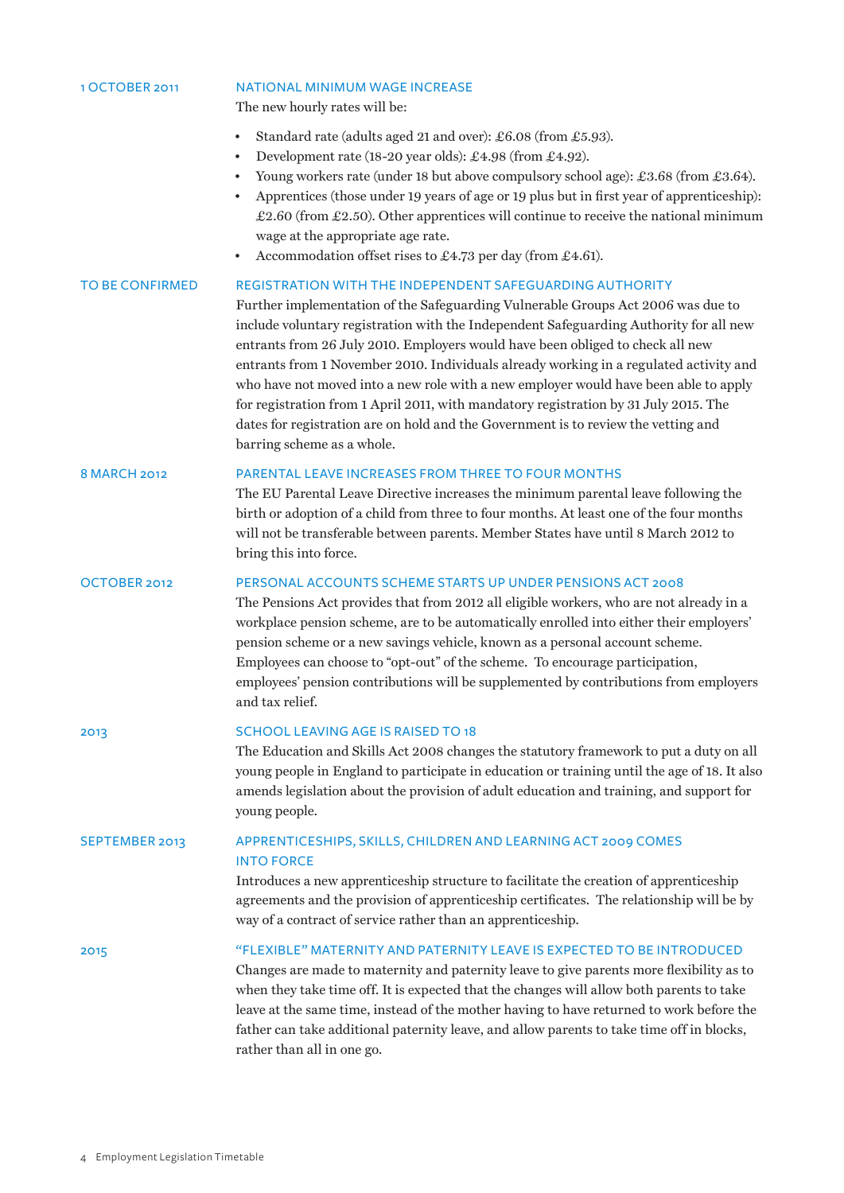**1 OCTOBER 2011**

### NATIONAL MINIMUM WAGE INCREASE

The new hourly rates will be:

- Standard rate (adults aged 21 and over): £6.08 (from £5.93).
- Development rate (18-20 year olds): £4.98 (from £4.92).
- Young workers rate (under 18 but above compulsory school age): £3.68 (from £3.64).
- Apprentices (those under 19 years of age or 19 plus but in first year of apprenticeship): £2.60 (from £2.50). Other apprentices will continue to receive the national minimum wage at the appropriate age rate.
- Accommodation offset rises to £4.73 per day (from £4.61).

**TO BE CONFIRMED**

### REGISTRATION WITH THE INDEPENDENT SAFEGUARDING AUTHORITY

Further implementation of the Safeguarding Vulnerable Groups Act 2006 was due to include voluntary registration with the Independent Safeguarding Authority for all new entrants from 26 July 2010. Employers would have been obliged to check all new entrants from 1 November 2010. Individuals already working in a regulated activity and who have not moved into a new role with a new employer would have been able to apply for registration from 1 April 2011, with mandatory registration by 31 July 2015. The dates for registration are on hold and the Government is to review the vetting and barring scheme as a whole.

**8 MARCH 2012**

### PARENTAL LEAVE INCREASES FROM THREE TO FOUR MONTHS

The EU Parental Leave Directive increases the minimum parental leave following the birth or adoption of a child from three to four months. At least one of the four months will not be transferable between parents. Member States have until 8 March 2012 to bring this into force.

**OCTOBER 2012**

### PERSONAL ACCOUNTS SCHEME STARTS UP UNDER PENSIONS ACT 2008

The Pensions Act provides that from 2012 all eligible workers, who are not already in a workplace pension scheme, are to be automatically enrolled into either their employers' pension scheme or a new savings vehicle, known as a personal account scheme. Employees can choose to "opt-out" of the scheme. To encourage participation, employees' pension contributions will be supplemented by contributions from employers and tax relief.

**2013**

### SCHOOL LEAVING AGE IS RAISED TO 18

The Education and Skills Act 2008 changes the statutory framework to put a duty on all young people in England to participate in education or training until the age of 18. It also amends legislation about the provision of adult education and training, and support for young people.

**SEPTEMBER 2013**

### APPRENTICESHIPS, SKILLS, CHILDREN AND LEARNING ACT 2009 COMES INTO FORCE

Introduces a new apprenticeship structure to facilitate the creation of apprenticeship agreements and the provision of apprenticeship certificates. The relationship will be by way of a contract of service rather than an apprenticeship.

**2015**

### "FLEXIBLE" MATERNITY AND PATERNITY LEAVE IS EXPECTED TO BE INTRODUCED

Changes are made to maternity and paternity leave to give parents more flexibility as to when they take time off. It is expected that the changes will allow both parents to take leave at the same time, instead of the mother having to have returned to work before the father can take additional paternity leave, and allow parents to take time off in blocks, rather than all in one go.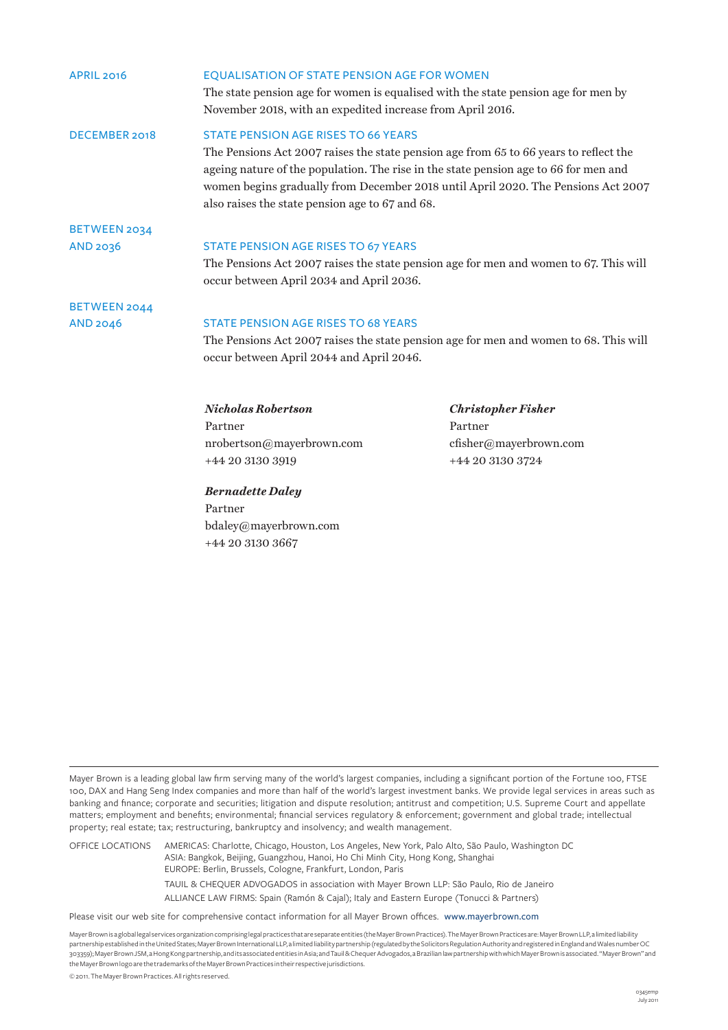**APRIL 2016**

### EQUALISATION OF STATE PENSION AGE FOR WOMEN

The state pension age for women is equalised with the state pension age for men by November 2018, with an expedited increase from April 2016.

**DECEMBER 2018**

### STATE PENSION AGE RISES TO 66 YEARS

The Pensions Act 2007 raises the state pension age from 65 to 66 years to reflect the ageing nature of the population. The rise in the state pension age to 66 for men and women begins gradually from December 2018 until April 2020. The Pensions Act 2007 also raises the state pension age to 67 and 68.

**BETWEEN 2034 AND 2036**

### STATE PENSION AGE RISES TO 67 YEARS

The Pensions Act 2007 raises the state pension age for men and women to 67. This will occur between April 2034 and April 2036.

**BETWEEN 2044 AND 2046**

### STATE PENSION AGE RISES TO 68 YEARS

The Pensions Act 2007 raises the state pension age for men and women to 68. This will occur between April 2044 and April 2046.

***Nicholas Robertson***
Partner
nrobertson@mayerbrown.com
+44 20 3130 3919

***Christopher Fisher***
Partner
cfisher@mayerbrown.com
+44 20 3130 3724

***Bernadette Daley***
Partner
bdaley@mayerbrown.com
+44 20 3130 3667

---

Mayer Brown is a leading global law firm serving many of the world's largest companies, including a significant portion of the Fortune 100, FTSE 100, DAX and Hang Seng Index companies and more than half of the world's largest investment banks. We provide legal services in areas such as banking and finance; corporate and securities; litigation and dispute resolution; antitrust and competition; U.S. Supreme Court and appellate matters; employment and benefits; environmental; financial services regulatory & enforcement; government and global trade; intellectual property; real estate; tax; restructuring, bankruptcy and insolvency; and wealth management.

OFFICE LOCATIONS
AMERICAS: Charlotte, Chicago, Houston, Los Angeles, New York, Palo Alto, São Paulo, Washington DC
ASIA: Bangkok, Beijing, Guangzhou, Hanoi, Ho Chi Minh City, Hong Kong, Shanghai
EUROPE: Berlin, Brussels, Cologne, Frankfurt, London, Paris
TAUIL & CHEQUER ADVOGADOS in association with Mayer Brown LLP: São Paulo, Rio de Janeiro
ALLIANCE LAW FIRMS: Spain (Ramón & Cajal); Italy and Eastern Europe (Tonucci & Partners)

Please visit our web site for comprehensive contact information for all Mayer Brown offices. www.mayerbrown.com

Mayer Brown is a global legal services organization comprising legal practices that are separate entities (the Mayer Brown Practices). The Mayer Brown Practices are: Mayer Brown LLP, a limited liability partnership established in the United States; Mayer Brown International LLP, a limited liability partnership (regulated by the Solicitors Regulation Authority and registered in England and Wales number OC 303359); Mayer Brown JSM, a Hong Kong partnership, and its associated entities in Asia; and Tauil & Chequer Advogados, a Brazilian law partnership with which Mayer Brown is associated. "Mayer Brown" and the Mayer Brown logo are the trademarks of the Mayer Brown Practices in their respective jurisdictions.

© 2011. The Mayer Brown Practices. All rights reserved.

0345emp
July 2011